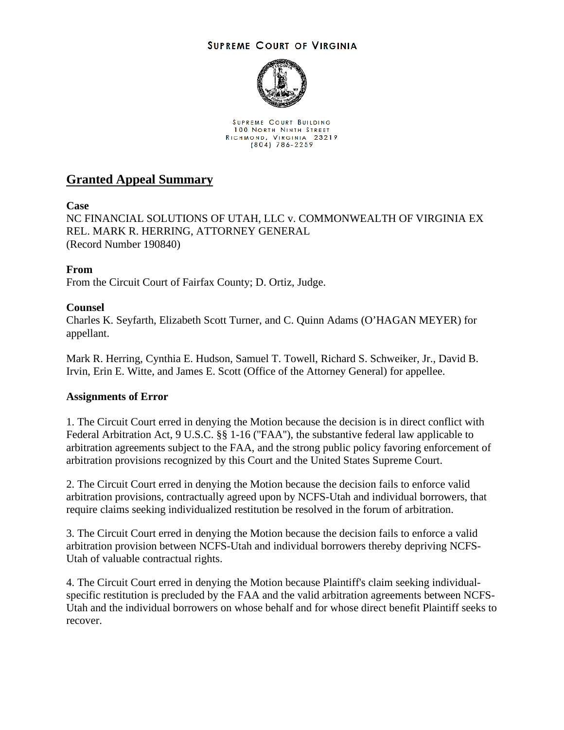SUPREME COURT OF VIRGINIA

SUPREME COURT BUILDING
100 NORTH NINTH STREET
RICHMOND, VIRGINIA 23219
(804) 786-2259

# Granted Appeal Summary

**Case**

NC FINANCIAL SOLUTIONS OF UTAH, LLC v. COMMONWEALTH OF VIRGINIA EX REL. MARK R. HERRING, ATTORNEY GENERAL
(Record Number 190840)

**From**

From the Circuit Court of Fairfax County; D. Ortiz, Judge.

**Counsel**

Charles K. Seyfarth, Elizabeth Scott Turner, and C. Quinn Adams (O'HAGAN MEYER) for appellant.

Mark R. Herring, Cynthia E. Hudson, Samuel T. Towell, Richard S. Schweiker, Jr., David B. Irvin, Erin E. Witte, and James E. Scott (Office of the Attorney General) for appellee.

**Assignments of Error**

1. The Circuit Court erred in denying the Motion because the decision is in direct conflict with Federal Arbitration Act, 9 U.S.C. §§ 1-16 ("FAA"), the substantive federal law applicable to arbitration agreements subject to the FAA, and the strong public policy favoring enforcement of arbitration provisions recognized by this Court and the United States Supreme Court.

2. The Circuit Court erred in denying the Motion because the decision fails to enforce valid arbitration provisions, contractually agreed upon by NCFS-Utah and individual borrowers, that require claims seeking individualized restitution be resolved in the forum of arbitration.

3. The Circuit Court erred in denying the Motion because the decision fails to enforce a valid arbitration provision between NCFS-Utah and individual borrowers thereby depriving NCFS-Utah of valuable contractual rights.

4. The Circuit Court erred in denying the Motion because Plaintiff's claim seeking individual-specific restitution is precluded by the FAA and the valid arbitration agreements between NCFS-Utah and the individual borrowers on whose behalf and for whose direct benefit Plaintiff seeks to recover.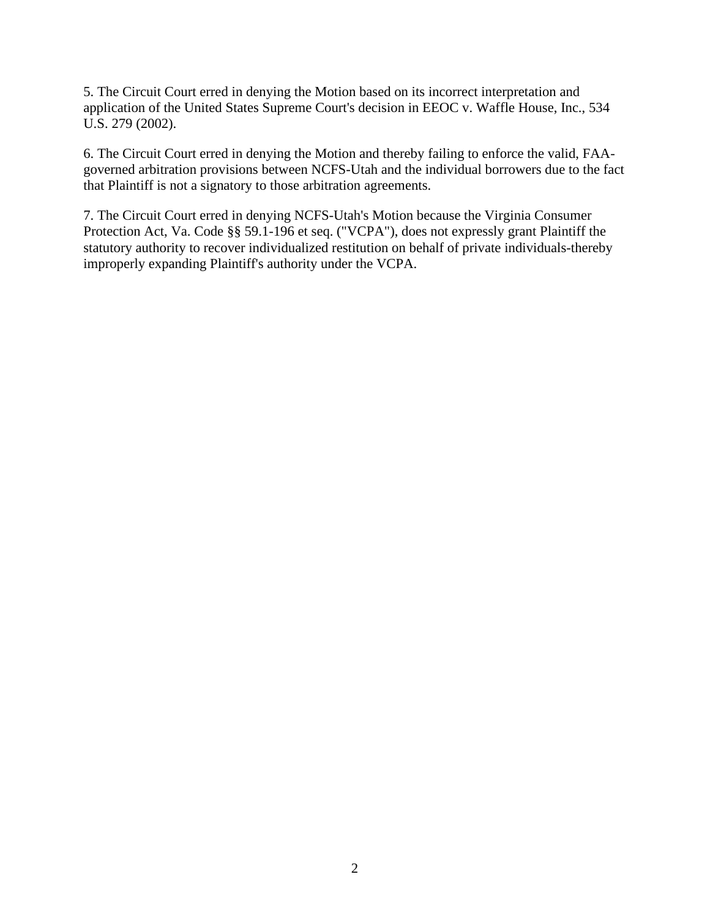5. The Circuit Court erred in denying the Motion based on its incorrect interpretation and application of the United States Supreme Court's decision in EEOC v. Waffle House, Inc., 534 U.S. 279 (2002).

6. The Circuit Court erred in denying the Motion and thereby failing to enforce the valid, FAA-governed arbitration provisions between NCFS-Utah and the individual borrowers due to the fact that Plaintiff is not a signatory to those arbitration agreements.

7. The Circuit Court erred in denying NCFS-Utah's Motion because the Virginia Consumer Protection Act, Va. Code §§ 59.1-196 et seq. ("VCPA"), does not expressly grant Plaintiff the statutory authority to recover individualized restitution on behalf of private individuals-thereby improperly expanding Plaintiff's authority under the VCPA.